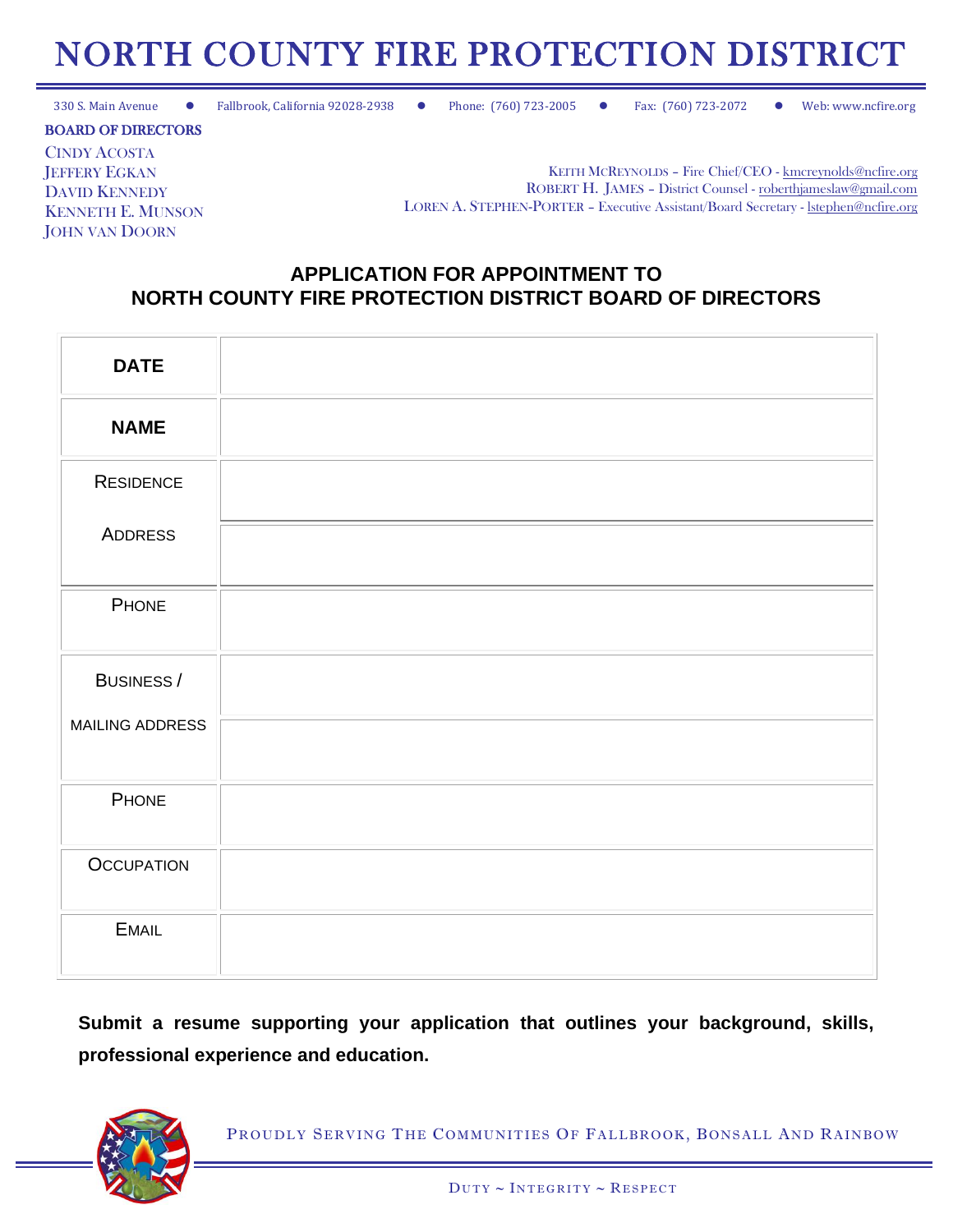# NORTH COUNTY FIRE PROTECTION DISTRICT

330 S. Main Avenue • Fallbrook, California 92028-2938 • Phone: (760) 723-2005 • Fax: (760) 723-2072 • Web: www.ncfire.org

**BOARD OF DIRECTORS**

CINDY ACOSTA
JEFFERY EGKAN
DAVID KENNEDY
KENNETH E. MUNSON
JOHN VAN DOORN

KEITH MCREYNOLDS – Fire Chief/CEO - kmcreynolds@ncfire.org
ROBERT H. JAMES – District Counsel - roberthjameslaw@gmail.com
LOREN A. STEPHEN-PORTER – Executive Assistant/Board Secretary - lstephen@ncfire.org

## APPLICATION FOR APPOINTMENT TO NORTH COUNTY FIRE PROTECTION DISTRICT BOARD OF DIRECTORS

| | |
|---|---|
| **DATE** | |
| **NAME** | |
| RESIDENCE ADDRESS | |
| | |
| PHONE | |
| BUSINESS / MAILING ADDRESS | |
| | |
| PHONE | |
| OCCUPATION | |
| EMAIL | |

**Submit a resume supporting your application that outlines your background, skills, professional experience and education.**

PROUDLY SERVING THE COMMUNITIES OF FALLBROOK, BONSALL AND RAINBOW

DUTY ~ INTEGRITY ~ RESPECT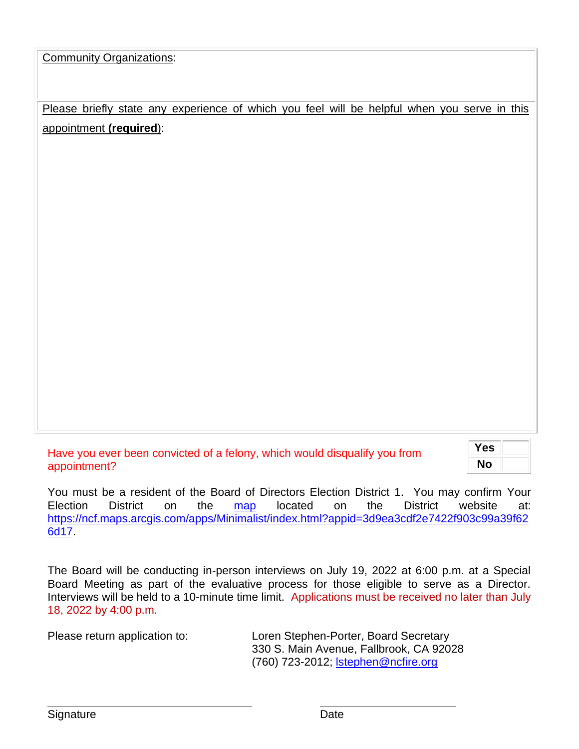Community Organizations:

Please briefly state any experience of which you feel will be helpful when you serve in this appointment **(required)**:

Have you ever been convicted of a felony, which would disqualify you from appointment?

| | |
|---|---|
| **Yes** | |
| **No** | |

You must be a resident of the Board of Directors Election District 1. You may confirm Your Election District on the map located on the District website at: https://ncf.maps.arcgis.com/apps/Minimalist/index.html?appid=3d9ea3cdf2e7422f903c99a39f626d17.

The Board will be conducting in-person interviews on July 19, 2022 at 6:00 p.m. at a Special Board Meeting as part of the evaluative process for those eligible to serve as a Director. Interviews will be held to a 10-minute time limit. Applications must be received no later than July 18, 2022 by 4:00 p.m.

Please return application to:

Loren Stephen-Porter, Board Secretary
330 S. Main Avenue, Fallbrook, CA 92028
(760) 723-2012; lstephen@ncfire.org

Signature

Date